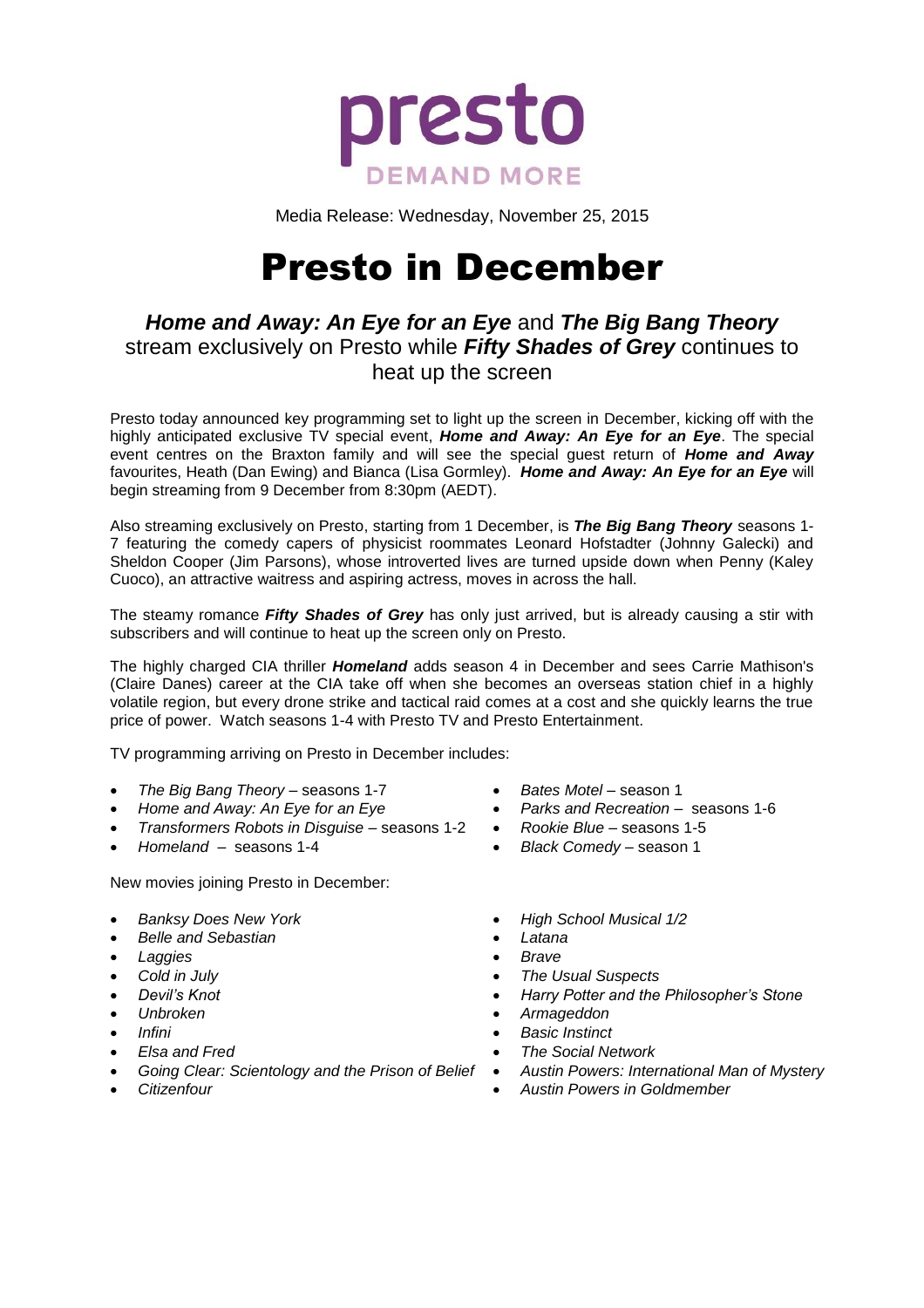presto

DEMAND MORE

Media Release: Wednesday, November 25, 2015

# Presto in December

## ***Home and Away: An Eye for an Eye*** and ***The Big Bang Theory*** stream exclusively on Presto while ***Fifty Shades of Grey*** continues to heat up the screen

Presto today announced key programming set to light up the screen in December, kicking off with the highly anticipated exclusive TV special event, ***Home and Away: An Eye for an Eye***. The special event centres on the Braxton family and will see the special guest return of ***Home and Away*** favourites, Heath (Dan Ewing) and Bianca (Lisa Gormley). ***Home and Away: An Eye for an Eye*** will begin streaming from 9 December from 8:30pm (AEDT).

Also streaming exclusively on Presto, starting from 1 December, is ***The Big Bang Theory*** seasons 1-7 featuring the comedy capers of physicist roommates Leonard Hofstadter (Johnny Galecki) and Sheldon Cooper (Jim Parsons), whose introverted lives are turned upside down when Penny (Kaley Cuoco), an attractive waitress and aspiring actress, moves in across the hall.

The steamy romance ***Fifty Shades of Grey*** has only just arrived, but is already causing a stir with subscribers and will continue to heat up the screen only on Presto.

The highly charged CIA thriller ***Homeland*** adds season 4 in December and sees Carrie Mathison's (Claire Danes) career at the CIA take off when she becomes an overseas station chief in a highly volatile region, but every drone strike and tactical raid comes at a cost and she quickly learns the true price of power. Watch seasons 1-4 with Presto TV and Presto Entertainment.

TV programming arriving on Presto in December includes:

- *The Big Bang Theory* – seasons 1-7
- *Home and Away: An Eye for an Eye*
- *Transformers Robots in Disguise* – seasons 1-2
- *Homeland* – seasons 1-4
- *Bates Motel* – season 1
- *Parks and Recreation* – seasons 1-6
- *Rookie Blue* – seasons 1-5
- *Black Comedy* – season 1

New movies joining Presto in December:

- *Banksy Does New York*
- *Belle and Sebastian*
- *Laggies*
- *Cold in July*
- *Devil's Knot*
- *Unbroken*
- *Infini*
- *Elsa and Fred*
- *Going Clear: Scientology and the Prison of Belief*
- *Citizenfour*
- *High School Musical 1/2*
- *Latana*
- *Brave*
- *The Usual Suspects*
- *Harry Potter and the Philosopher's Stone*
- *Armageddon*
- *Basic Instinct*
- *The Social Network*
- *Austin Powers: International Man of Mystery*
- *Austin Powers in Goldmember*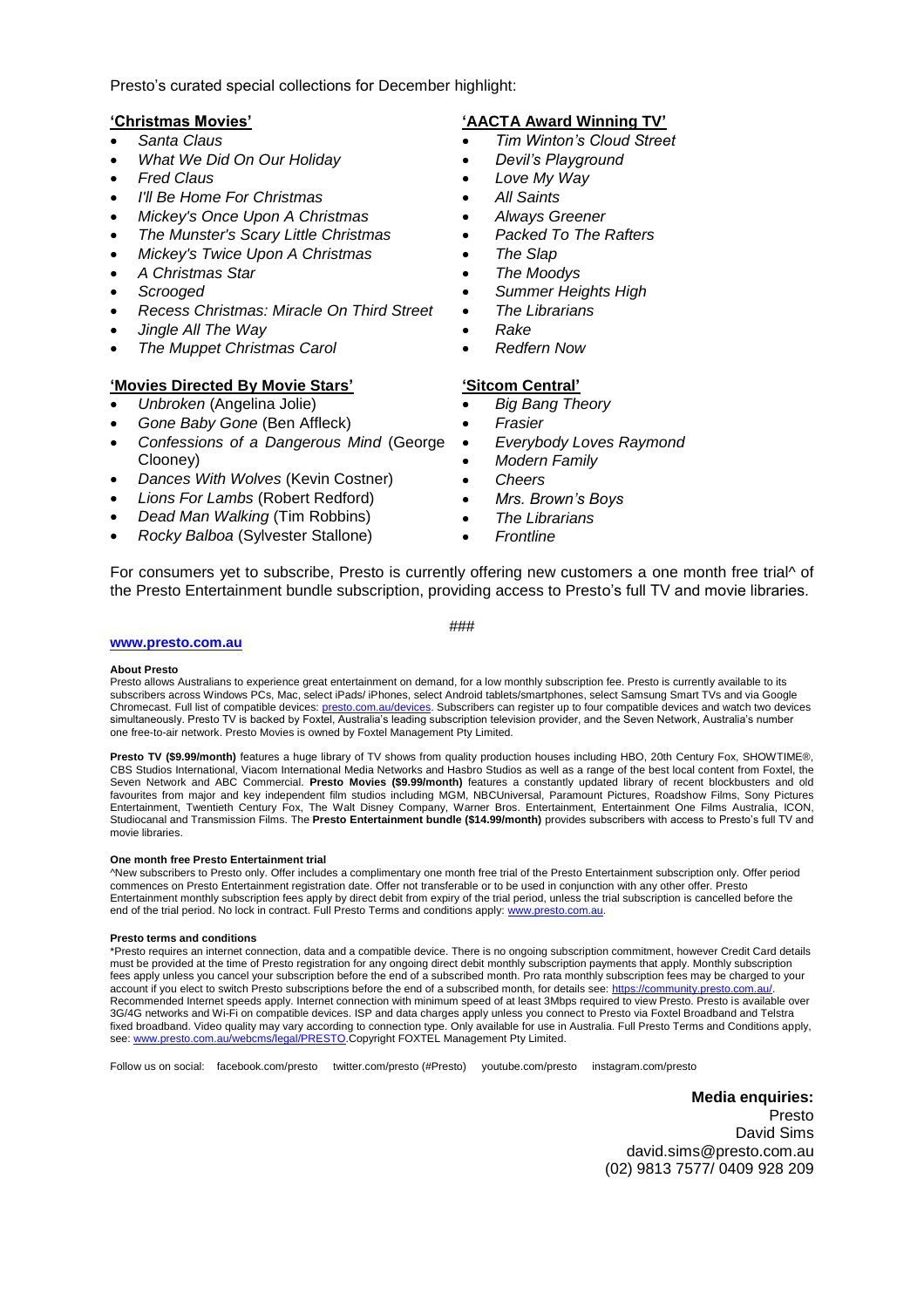Presto's curated special collections for December highlight:

**'Christmas Movies'**

- *Santa Claus*
- *What We Did On Our Holiday*
- *Fred Claus*
- *I'll Be Home For Christmas*
- *Mickey's Once Upon A Christmas*
- *The Munster's Scary Little Christmas*
- *Mickey's Twice Upon A Christmas*
- *A Christmas Star*
- *Scrooged*
- *Recess Christmas: Miracle On Third Street*
- *Jingle All The Way*
- *The Muppet Christmas Carol*

**'AACTA Award Winning TV'**

- *Tim Winton's Cloud Street*
- *Devil's Playground*
- *Love My Way*
- *All Saints*
- *Always Greener*
- *Packed To The Rafters*
- *The Slap*
- *The Moodys*
- *Summer Heights High*
- *The Librarians*
- *Rake*
- *Redfern Now*

**'Movies Directed By Movie Stars'**

- *Unbroken* (Angelina Jolie)
- *Gone Baby Gone* (Ben Affleck)
- *Confessions of a Dangerous Mind* (George Clooney)
- *Dances With Wolves* (Kevin Costner)
- *Lions For Lambs* (Robert Redford)
- *Dead Man Walking* (Tim Robbins)
- *Rocky Balboa* (Sylvester Stallone)

**'Sitcom Central'**

- *Big Bang Theory*
- *Frasier*
- *Everybody Loves Raymond*
- *Modern Family*
- *Cheers*
- *Mrs. Brown's Boys*
- *The Librarians*
- *Frontline*

For consumers yet to subscribe, Presto is currently offering new customers a one month free trial^ of the Presto Entertainment bundle subscription, providing access to Presto's full TV and movie libraries.

###

**www.presto.com.au**

**About Presto**
Presto allows Australians to experience great entertainment on demand, for a low monthly subscription fee. Presto is currently available to its subscribers across Windows PCs, Mac, select iPads/ iPhones, select Android tablets/smartphones, select Samsung Smart TVs and via Google Chromecast. Full list of compatible devices: presto.com.au/devices. Subscribers can register up to four compatible devices and watch two devices simultaneously. Presto TV is backed by Foxtel, Australia's leading subscription television provider, and the Seven Network, Australia's number one free-to-air network. Presto Movies is owned by Foxtel Management Pty Limited.

**Presto TV ($9.99/month)** features a huge library of TV shows from quality production houses including HBO, 20th Century Fox, SHOWTIME®, CBS Studios International, Viacom International Media Networks and Hasbro Studios as well as a range of the best local content from Foxtel, the Seven Network and ABC Commercial. **Presto Movies ($9.99/month)** features a constantly updated library of recent blockbusters and old favourites from major and key independent film studios including MGM, NBCUniversal, Paramount Pictures, Roadshow Films, Sony Pictures Entertainment, Twentieth Century Fox, The Walt Disney Company, Warner Bros. Entertainment, Entertainment One Films Australia, ICON, Studiocanal and Transmission Films. The **Presto Entertainment bundle ($14.99/month)** provides subscribers with access to Presto's full TV and movie libraries.

**One month free Presto Entertainment trial**
^New subscribers to Presto only. Offer includes a complimentary one month free trial of the Presto Entertainment subscription only. Offer period commences on Presto Entertainment registration date. Offer not transferable or to be used in conjunction with any other offer. Presto Entertainment monthly subscription fees apply by direct debit from expiry of the trial period, unless the trial subscription is cancelled before the end of the trial period. No lock in contract. Full Presto Terms and conditions apply: www.presto.com.au.

**Presto terms and conditions**
*Presto requires an internet connection, data and a compatible device. There is no ongoing subscription commitment, however Credit Card details must be provided at the time of Presto registration for any ongoing direct debit monthly subscription payments that apply. Monthly subscription fees apply unless you cancel your subscription before the end of a subscribed month. Pro rata monthly subscription fees may be charged to your account if you elect to switch Presto subscriptions before the end of a subscribed month, for details see: https://community.presto.com.au/. Recommended Internet speeds apply. Internet connection with minimum speed of at least 3Mbps required to view Presto. Presto is available over 3G/4G networks and Wi-Fi on compatible devices. ISP and data charges apply unless you connect to Presto via Foxtel Broadband and Telstra fixed broadband. Video quality may vary according to connection type. Only available for use in Australia. Full Presto Terms and Conditions apply, see: www.presto.com.au/webcms/legal/PRESTO.Copyright FOXTEL Management Pty Limited.

Follow us on social: facebook.com/presto twitter.com/presto (#Presto) youtube.com/presto instagram.com/presto

**Media enquiries:**
Presto
David Sims
david.sims@presto.com.au
(02) 9813 7577/ 0409 928 209